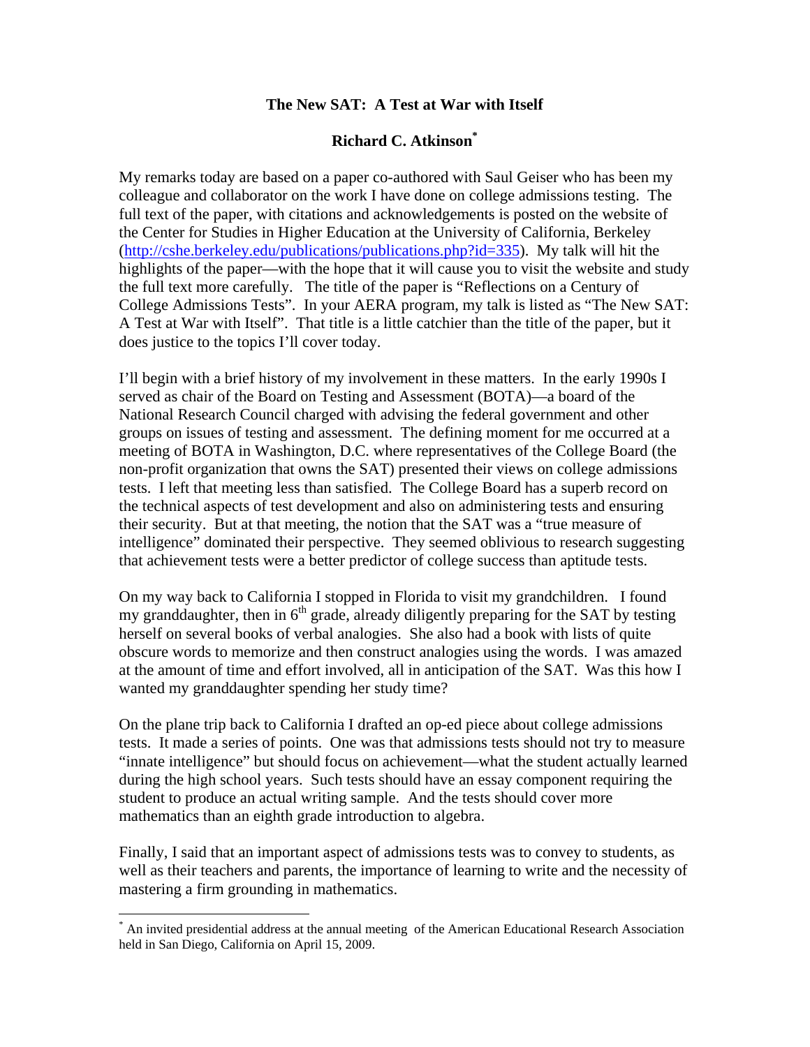# The New SAT: A Test at War with Itself

## Richard C. Atkinson[*]

My remarks today are based on a paper co-authored with Saul Geiser who has been my colleague and collaborator on the work I have done on college admissions testing. The full text of the paper, with citations and acknowledgements is posted on the website of the Center for Studies in Higher Education at the University of California, Berkeley (http://cshe.berkeley.edu/publications/publications.php?id=335). My talk will hit the highlights of the paper—with the hope that it will cause you to visit the website and study the full text more carefully. The title of the paper is "Reflections on a Century of College Admissions Tests". In your AERA program, my talk is listed as "The New SAT: A Test at War with Itself". That title is a little catchier than the title of the paper, but it does justice to the topics I'll cover today.

I'll begin with a brief history of my involvement in these matters. In the early 1990s I served as chair of the Board on Testing and Assessment (BOTA)—a board of the National Research Council charged with advising the federal government and other groups on issues of testing and assessment. The defining moment for me occurred at a meeting of BOTA in Washington, D.C. where representatives of the College Board (the non-profit organization that owns the SAT) presented their views on college admissions tests. I left that meeting less than satisfied. The College Board has a superb record on the technical aspects of test development and also on administering tests and ensuring their security. But at that meeting, the notion that the SAT was a "true measure of intelligence" dominated their perspective. They seemed oblivious to research suggesting that achievement tests were a better predictor of college success than aptitude tests.

On my way back to California I stopped in Florida to visit my grandchildren. I found my granddaughter, then in 6th grade, already diligently preparing for the SAT by testing herself on several books of verbal analogies. She also had a book with lists of quite obscure words to memorize and then construct analogies using the words. I was amazed at the amount of time and effort involved, all in anticipation of the SAT. Was this how I wanted my granddaughter spending her study time?

On the plane trip back to California I drafted an op-ed piece about college admissions tests. It made a series of points. One was that admissions tests should not try to measure "innate intelligence" but should focus on achievement—what the student actually learned during the high school years. Such tests should have an essay component requiring the student to produce an actual writing sample. And the tests should cover more mathematics than an eighth grade introduction to algebra.

Finally, I said that an important aspect of admissions tests was to convey to students, as well as their teachers and parents, the importance of learning to write and the necessity of mastering a firm grounding in mathematics.

---

[*] An invited presidential address at the annual meeting of the American Educational Research Association held in San Diego, California on April 15, 2009.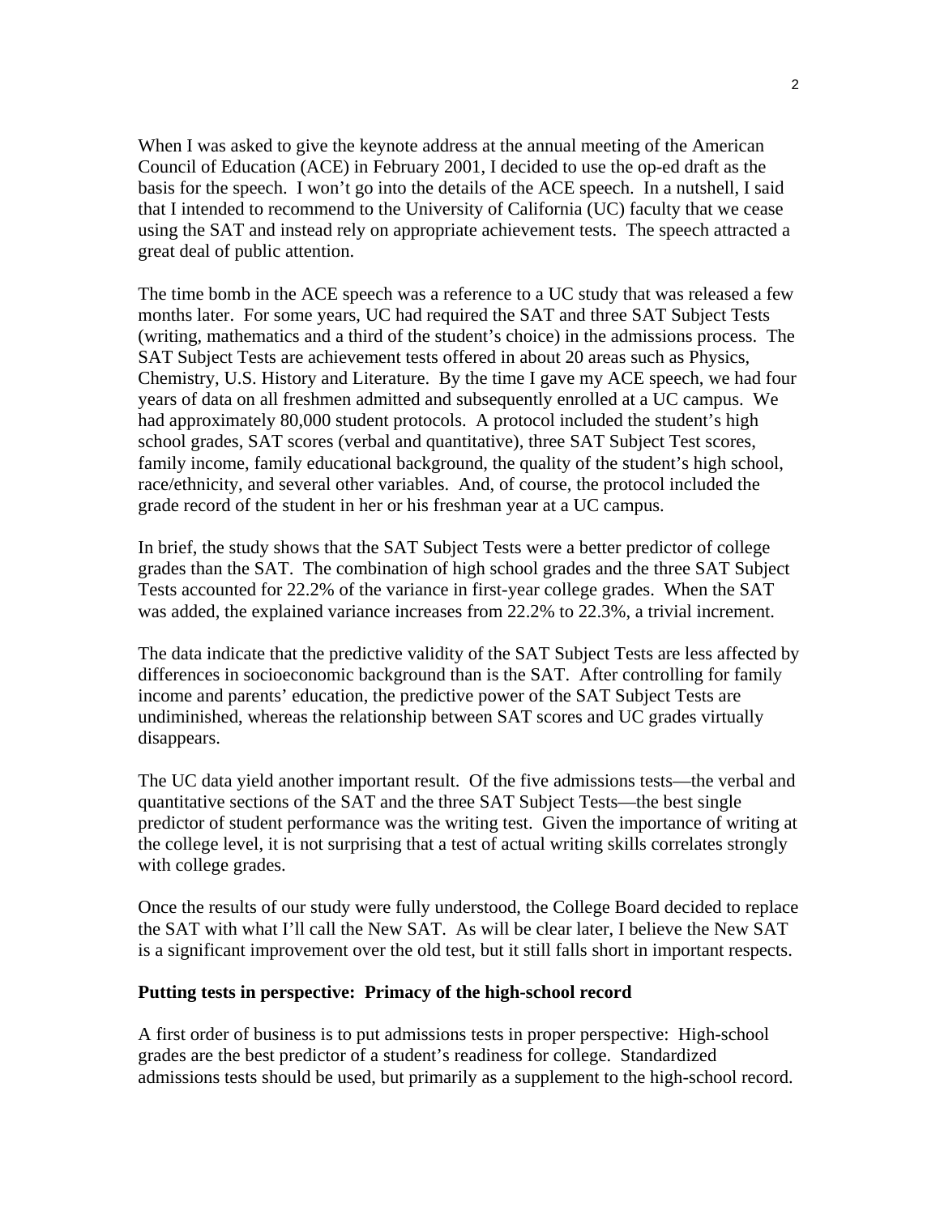When I was asked to give the keynote address at the annual meeting of the American Council of Education (ACE) in February 2001, I decided to use the op-ed draft as the basis for the speech. I won't go into the details of the ACE speech. In a nutshell, I said that I intended to recommend to the University of California (UC) faculty that we cease using the SAT and instead rely on appropriate achievement tests. The speech attracted a great deal of public attention.

The time bomb in the ACE speech was a reference to a UC study that was released a few months later. For some years, UC had required the SAT and three SAT Subject Tests (writing, mathematics and a third of the student's choice) in the admissions process. The SAT Subject Tests are achievement tests offered in about 20 areas such as Physics, Chemistry, U.S. History and Literature. By the time I gave my ACE speech, we had four years of data on all freshmen admitted and subsequently enrolled at a UC campus. We had approximately 80,000 student protocols. A protocol included the student's high school grades, SAT scores (verbal and quantitative), three SAT Subject Test scores, family income, family educational background, the quality of the student's high school, race/ethnicity, and several other variables. And, of course, the protocol included the grade record of the student in her or his freshman year at a UC campus.

In brief, the study shows that the SAT Subject Tests were a better predictor of college grades than the SAT. The combination of high school grades and the three SAT Subject Tests accounted for 22.2% of the variance in first-year college grades. When the SAT was added, the explained variance increases from 22.2% to 22.3%, a trivial increment.

The data indicate that the predictive validity of the SAT Subject Tests are less affected by differences in socioeconomic background than is the SAT. After controlling for family income and parents' education, the predictive power of the SAT Subject Tests are undiminished, whereas the relationship between SAT scores and UC grades virtually disappears.

The UC data yield another important result. Of the five admissions tests—the verbal and quantitative sections of the SAT and the three SAT Subject Tests—the best single predictor of student performance was the writing test. Given the importance of writing at the college level, it is not surprising that a test of actual writing skills correlates strongly with college grades.

Once the results of our study were fully understood, the College Board decided to replace the SAT with what I'll call the New SAT. As will be clear later, I believe the New SAT is a significant improvement over the old test, but it still falls short in important respects.

**Putting tests in perspective: Primacy of the high-school record**

A first order of business is to put admissions tests in proper perspective: High-school grades are the best predictor of a student's readiness for college. Standardized admissions tests should be used, but primarily as a supplement to the high-school record.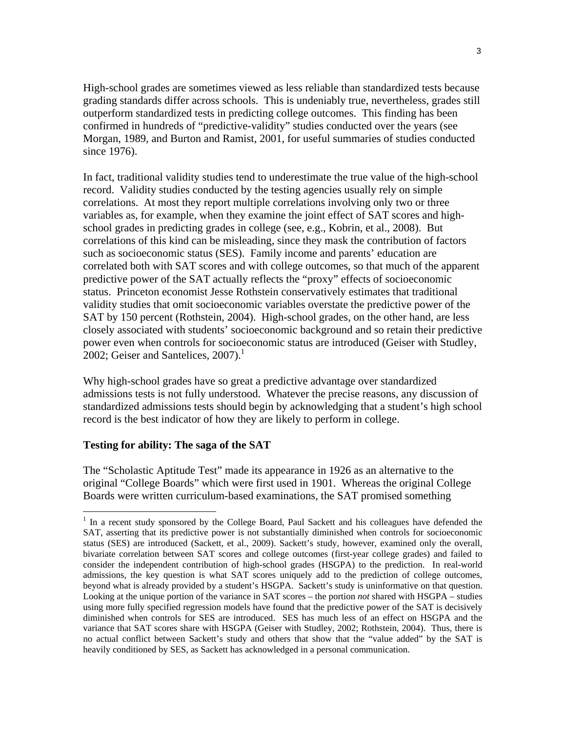High-school grades are sometimes viewed as less reliable than standardized tests because grading standards differ across schools. This is undeniably true, nevertheless, grades still outperform standardized tests in predicting college outcomes. This finding has been confirmed in hundreds of "predictive-validity" studies conducted over the years (see Morgan, 1989, and Burton and Ramist, 2001, for useful summaries of studies conducted since 1976).

In fact, traditional validity studies tend to underestimate the true value of the high-school record. Validity studies conducted by the testing agencies usually rely on simple correlations. At most they report multiple correlations involving only two or three variables as, for example, when they examine the joint effect of SAT scores and high-school grades in predicting grades in college (see, e.g., Kobrin, et al., 2008). But correlations of this kind can be misleading, since they mask the contribution of factors such as socioeconomic status (SES). Family income and parents' education are correlated both with SAT scores and with college outcomes, so that much of the apparent predictive power of the SAT actually reflects the "proxy" effects of socioeconomic status. Princeton economist Jesse Rothstein conservatively estimates that traditional validity studies that omit socioeconomic variables overstate the predictive power of the SAT by 150 percent (Rothstein, 2004). High-school grades, on the other hand, are less closely associated with students' socioeconomic background and so retain their predictive power even when controls for socioeconomic status are introduced (Geiser with Studley, 2002; Geiser and Santelices, 2007).[1]

Why high-school grades have so great a predictive advantage over standardized admissions tests is not fully understood. Whatever the precise reasons, any discussion of standardized admissions tests should begin by acknowledging that a student's high school record is the best indicator of how they are likely to perform in college.

**Testing for ability: The saga of the SAT**

The "Scholastic Aptitude Test" made its appearance in 1926 as an alternative to the original "College Boards" which were first used in 1901. Whereas the original College Boards were written curriculum-based examinations, the SAT promised something

[1] In a recent study sponsored by the College Board, Paul Sackett and his colleagues have defended the SAT, asserting that its predictive power is not substantially diminished when controls for socioeconomic status (SES) are introduced (Sackett, et al., 2009). Sackett's study, however, examined only the overall, bivariate correlation between SAT scores and college outcomes (first-year college grades) and failed to consider the independent contribution of high-school grades (HSGPA) to the prediction. In real-world admissions, the key question is what SAT scores uniquely add to the prediction of college outcomes, beyond what is already provided by a student's HSGPA. Sackett's study is uninformative on that question. Looking at the unique portion of the variance in SAT scores – the portion *not* shared with HSGPA – studies using more fully specified regression models have found that the predictive power of the SAT is decisively diminished when controls for SES are introduced. SES has much less of an effect on HSGPA and the variance that SAT scores share with HSGPA (Geiser with Studley, 2002; Rothstein, 2004). Thus, there is no actual conflict between Sackett's study and others that show that the "value added" by the SAT is heavily conditioned by SES, as Sackett has acknowledged in a personal communication.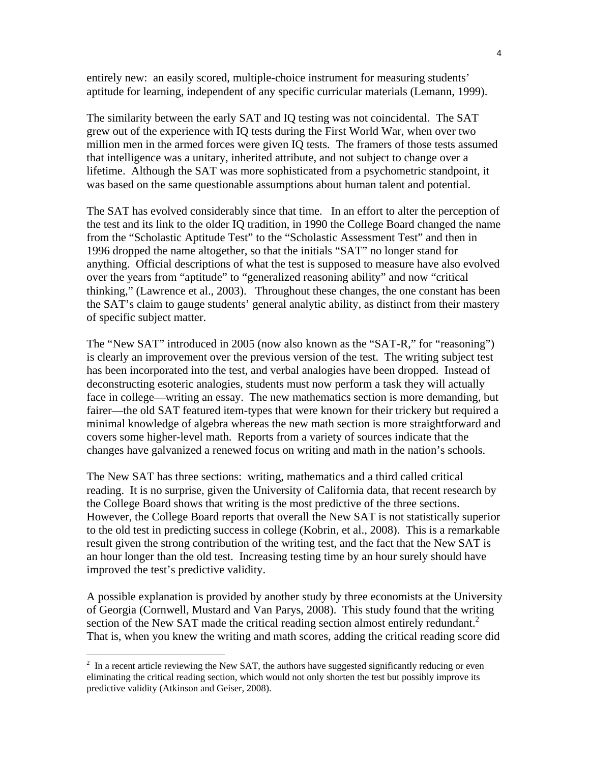entirely new: an easily scored, multiple-choice instrument for measuring students' aptitude for learning, independent of any specific curricular materials (Lemann, 1999).

The similarity between the early SAT and IQ testing was not coincidental. The SAT grew out of the experience with IQ tests during the First World War, when over two million men in the armed forces were given IQ tests. The framers of those tests assumed that intelligence was a unitary, inherited attribute, and not subject to change over a lifetime. Although the SAT was more sophisticated from a psychometric standpoint, it was based on the same questionable assumptions about human talent and potential.

The SAT has evolved considerably since that time. In an effort to alter the perception of the test and its link to the older IQ tradition, in 1990 the College Board changed the name from the "Scholastic Aptitude Test" to the "Scholastic Assessment Test" and then in 1996 dropped the name altogether, so that the initials "SAT" no longer stand for anything. Official descriptions of what the test is supposed to measure have also evolved over the years from "aptitude" to "generalized reasoning ability" and now "critical thinking," (Lawrence et al., 2003). Throughout these changes, the one constant has been the SAT's claim to gauge students' general analytic ability, as distinct from their mastery of specific subject matter.

The "New SAT" introduced in 2005 (now also known as the "SAT-R," for "reasoning") is clearly an improvement over the previous version of the test. The writing subject test has been incorporated into the test, and verbal analogies have been dropped. Instead of deconstructing esoteric analogies, students must now perform a task they will actually face in college—writing an essay. The new mathematics section is more demanding, but fairer—the old SAT featured item-types that were known for their trickery but required a minimal knowledge of algebra whereas the new math section is more straightforward and covers some higher-level math. Reports from a variety of sources indicate that the changes have galvanized a renewed focus on writing and math in the nation's schools.

The New SAT has three sections: writing, mathematics and a third called critical reading. It is no surprise, given the University of California data, that recent research by the College Board shows that writing is the most predictive of the three sections. However, the College Board reports that overall the New SAT is not statistically superior to the old test in predicting success in college (Kobrin, et al., 2008). This is a remarkable result given the strong contribution of the writing test, and the fact that the New SAT is an hour longer than the old test. Increasing testing time by an hour surely should have improved the test's predictive validity.

A possible explanation is provided by another study by three economists at the University of Georgia (Cornwell, Mustard and Van Parys, 2008). This study found that the writing section of the New SAT made the critical reading section almost entirely redundant.[2] That is, when you knew the writing and math scores, adding the critical reading score did

[2] In a recent article reviewing the New SAT, the authors have suggested significantly reducing or even eliminating the critical reading section, which would not only shorten the test but possibly improve its predictive validity (Atkinson and Geiser, 2008).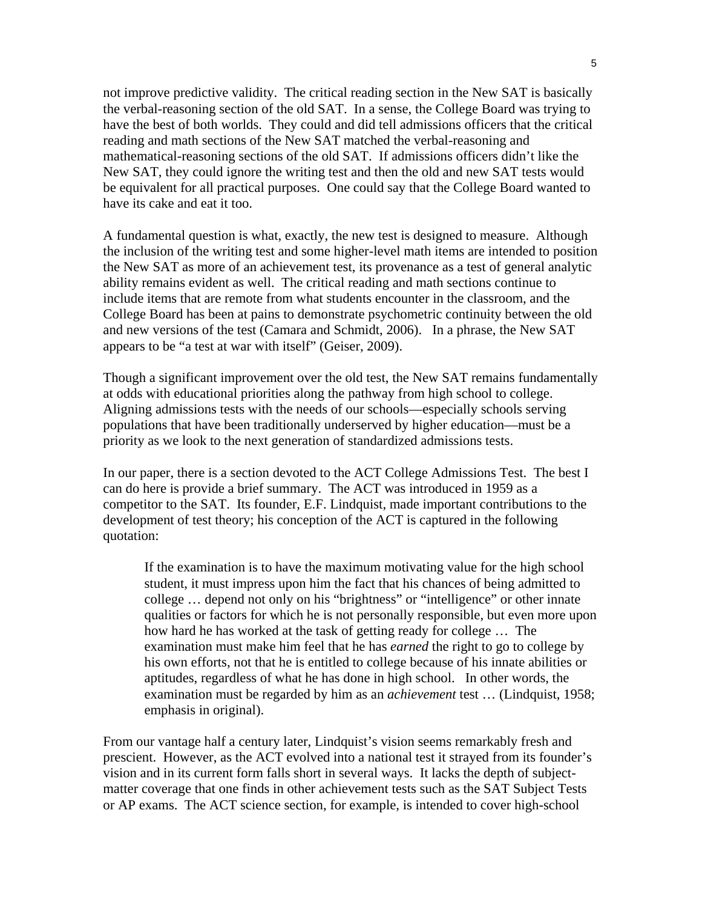not improve predictive validity. The critical reading section in the New SAT is basically the verbal-reasoning section of the old SAT. In a sense, the College Board was trying to have the best of both worlds. They could and did tell admissions officers that the critical reading and math sections of the New SAT matched the verbal-reasoning and mathematical-reasoning sections of the old SAT. If admissions officers didn't like the New SAT, they could ignore the writing test and then the old and new SAT tests would be equivalent for all practical purposes. One could say that the College Board wanted to have its cake and eat it too.

A fundamental question is what, exactly, the new test is designed to measure. Although the inclusion of the writing test and some higher-level math items are intended to position the New SAT as more of an achievement test, its provenance as a test of general analytic ability remains evident as well. The critical reading and math sections continue to include items that are remote from what students encounter in the classroom, and the College Board has been at pains to demonstrate psychometric continuity between the old and new versions of the test (Camara and Schmidt, 2006). In a phrase, the New SAT appears to be "a test at war with itself" (Geiser, 2009).

Though a significant improvement over the old test, the New SAT remains fundamentally at odds with educational priorities along the pathway from high school to college. Aligning admissions tests with the needs of our schools—especially schools serving populations that have been traditionally underserved by higher education—must be a priority as we look to the next generation of standardized admissions tests.

In our paper, there is a section devoted to the ACT College Admissions Test. The best I can do here is provide a brief summary. The ACT was introduced in 1959 as a competitor to the SAT. Its founder, E.F. Lindquist, made important contributions to the development of test theory; his conception of the ACT is captured in the following quotation:

> If the examination is to have the maximum motivating value for the high school student, it must impress upon him the fact that his chances of being admitted to college … depend not only on his "brightness" or "intelligence" or other innate qualities or factors for which he is not personally responsible, but even more upon how hard he has worked at the task of getting ready for college … The examination must make him feel that he has *earned* the right to go to college by his own efforts, not that he is entitled to college because of his innate abilities or aptitudes, regardless of what he has done in high school. In other words, the examination must be regarded by him as an *achievement* test … (Lindquist, 1958; emphasis in original).

From our vantage half a century later, Lindquist's vision seems remarkably fresh and prescient. However, as the ACT evolved into a national test it strayed from its founder's vision and in its current form falls short in several ways. It lacks the depth of subject-matter coverage that one finds in other achievement tests such as the SAT Subject Tests or AP exams. The ACT science section, for example, is intended to cover high-school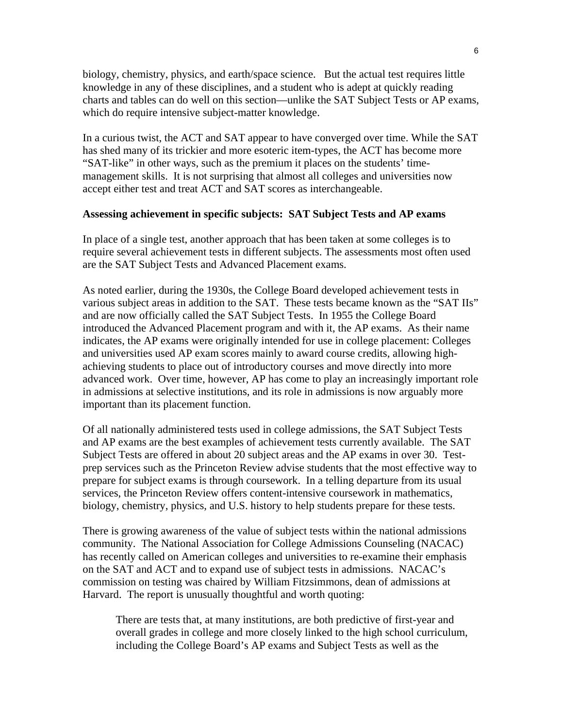biology, chemistry, physics, and earth/space science. But the actual test requires little knowledge in any of these disciplines, and a student who is adept at quickly reading charts and tables can do well on this section—unlike the SAT Subject Tests or AP exams, which do require intensive subject-matter knowledge.

In a curious twist, the ACT and SAT appear to have converged over time. While the SAT has shed many of its trickier and more esoteric item-types, the ACT has become more "SAT-like" in other ways, such as the premium it places on the students' time-management skills. It is not surprising that almost all colleges and universities now accept either test and treat ACT and SAT scores as interchangeable.

**Assessing achievement in specific subjects: SAT Subject Tests and AP exams**

In place of a single test, another approach that has been taken at some colleges is to require several achievement tests in different subjects. The assessments most often used are the SAT Subject Tests and Advanced Placement exams.

As noted earlier, during the 1930s, the College Board developed achievement tests in various subject areas in addition to the SAT. These tests became known as the "SAT IIs" and are now officially called the SAT Subject Tests. In 1955 the College Board introduced the Advanced Placement program and with it, the AP exams. As their name indicates, the AP exams were originally intended for use in college placement: Colleges and universities used AP exam scores mainly to award course credits, allowing high-achieving students to place out of introductory courses and move directly into more advanced work. Over time, however, AP has come to play an increasingly important role in admissions at selective institutions, and its role in admissions is now arguably more important than its placement function.

Of all nationally administered tests used in college admissions, the SAT Subject Tests and AP exams are the best examples of achievement tests currently available. The SAT Subject Tests are offered in about 20 subject areas and the AP exams in over 30. Test-prep services such as the Princeton Review advise students that the most effective way to prepare for subject exams is through coursework. In a telling departure from its usual services, the Princeton Review offers content-intensive coursework in mathematics, biology, chemistry, physics, and U.S. history to help students prepare for these tests.

There is growing awareness of the value of subject tests within the national admissions community. The National Association for College Admissions Counseling (NACAC) has recently called on American colleges and universities to re-examine their emphasis on the SAT and ACT and to expand use of subject tests in admissions. NACAC's commission on testing was chaired by William Fitzsimmons, dean of admissions at Harvard. The report is unusually thoughtful and worth quoting:

> There are tests that, at many institutions, are both predictive of first-year and overall grades in college and more closely linked to the high school curriculum, including the College Board's AP exams and Subject Tests as well as the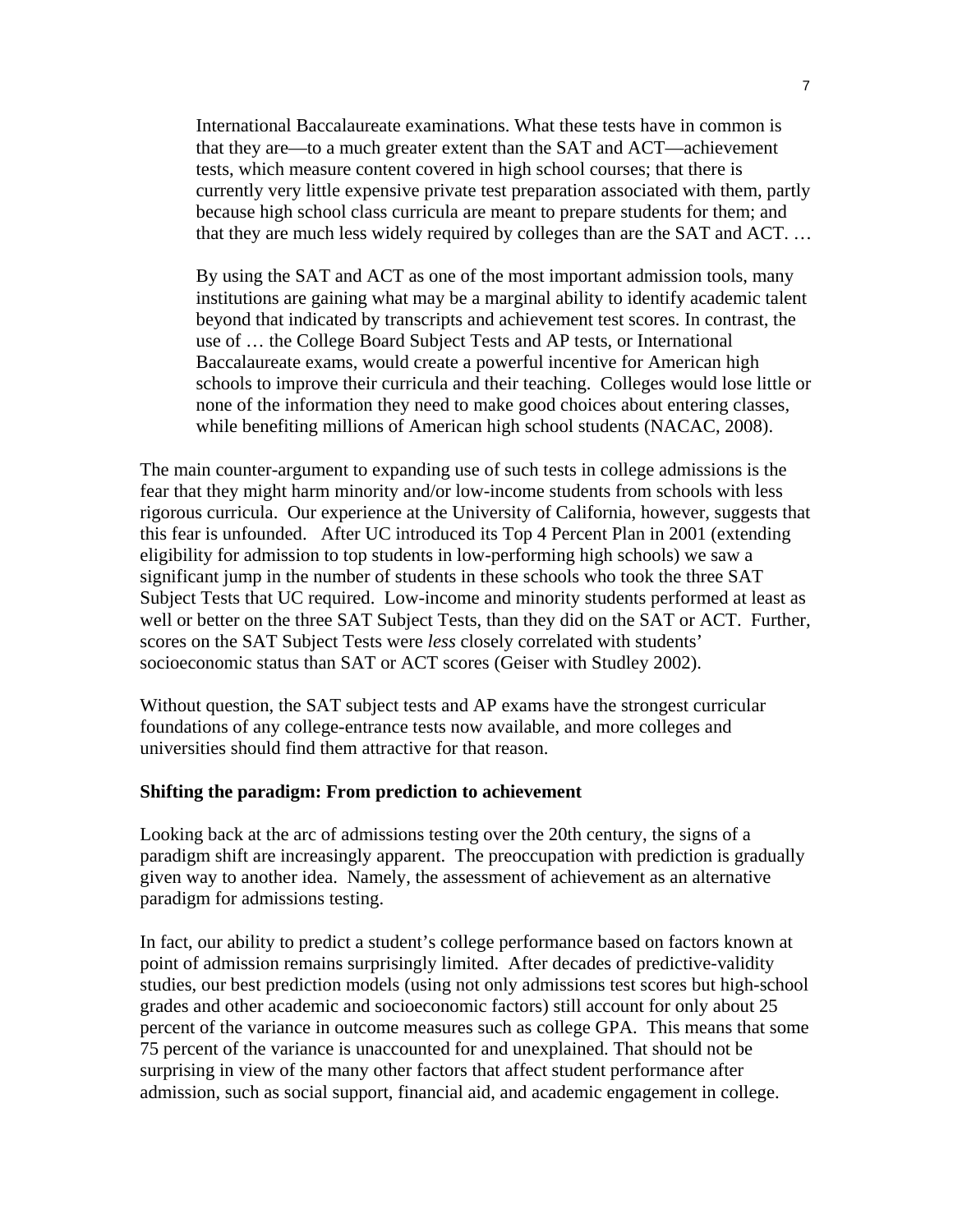> International Baccalaureate examinations. What these tests have in common is that they are—to a much greater extent than the SAT and ACT—achievement tests, which measure content covered in high school courses; that there is currently very little expensive private test preparation associated with them, partly because high school class curricula are meant to prepare students for them; and that they are much less widely required by colleges than are the SAT and ACT. …
>
> By using the SAT and ACT as one of the most important admission tools, many institutions are gaining what may be a marginal ability to identify academic talent beyond that indicated by transcripts and achievement test scores. In contrast, the use of … the College Board Subject Tests and AP tests, or International Baccalaureate exams, would create a powerful incentive for American high schools to improve their curricula and their teaching. Colleges would lose little or none of the information they need to make good choices about entering classes, while benefiting millions of American high school students (NACAC, 2008).

The main counter-argument to expanding use of such tests in college admissions is the fear that they might harm minority and/or low-income students from schools with less rigorous curricula. Our experience at the University of California, however, suggests that this fear is unfounded. After UC introduced its Top 4 Percent Plan in 2001 (extending eligibility for admission to top students in low-performing high schools) we saw a significant jump in the number of students in these schools who took the three SAT Subject Tests that UC required. Low-income and minority students performed at least as well or better on the three SAT Subject Tests, than they did on the SAT or ACT. Further, scores on the SAT Subject Tests were *less* closely correlated with students' socioeconomic status than SAT or ACT scores (Geiser with Studley 2002).

Without question, the SAT subject tests and AP exams have the strongest curricular foundations of any college-entrance tests now available, and more colleges and universities should find them attractive for that reason.

**Shifting the paradigm: From prediction to achievement**

Looking back at the arc of admissions testing over the 20th century, the signs of a paradigm shift are increasingly apparent. The preoccupation with prediction is gradually given way to another idea. Namely, the assessment of achievement as an alternative paradigm for admissions testing.

In fact, our ability to predict a student's college performance based on factors known at point of admission remains surprisingly limited. After decades of predictive-validity studies, our best prediction models (using not only admissions test scores but high-school grades and other academic and socioeconomic factors) still account for only about 25 percent of the variance in outcome measures such as college GPA. This means that some 75 percent of the variance is unaccounted for and unexplained. That should not be surprising in view of the many other factors that affect student performance after admission, such as social support, financial aid, and academic engagement in college.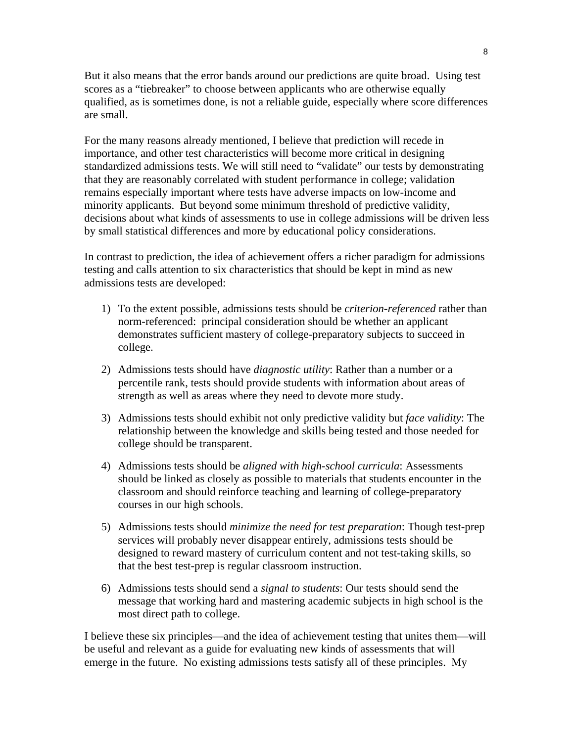But it also means that the error bands around our predictions are quite broad. Using test scores as a "tiebreaker" to choose between applicants who are otherwise equally qualified, as is sometimes done, is not a reliable guide, especially where score differences are small.

For the many reasons already mentioned, I believe that prediction will recede in importance, and other test characteristics will become more critical in designing standardized admissions tests. We will still need to "validate" our tests by demonstrating that they are reasonably correlated with student performance in college; validation remains especially important where tests have adverse impacts on low-income and minority applicants. But beyond some minimum threshold of predictive validity, decisions about what kinds of assessments to use in college admissions will be driven less by small statistical differences and more by educational policy considerations.

In contrast to prediction, the idea of achievement offers a richer paradigm for admissions testing and calls attention to six characteristics that should be kept in mind as new admissions tests are developed:

1) To the extent possible, admissions tests should be *criterion-referenced* rather than norm-referenced: principal consideration should be whether an applicant demonstrates sufficient mastery of college-preparatory subjects to succeed in college.

2) Admissions tests should have *diagnostic utility*: Rather than a number or a percentile rank, tests should provide students with information about areas of strength as well as areas where they need to devote more study.

3) Admissions tests should exhibit not only predictive validity but *face validity*: The relationship between the knowledge and skills being tested and those needed for college should be transparent.

4) Admissions tests should be *aligned with high-school curricula*: Assessments should be linked as closely as possible to materials that students encounter in the classroom and should reinforce teaching and learning of college-preparatory courses in our high schools.

5) Admissions tests should *minimize the need for test preparation*: Though test-prep services will probably never disappear entirely, admissions tests should be designed to reward mastery of curriculum content and not test-taking skills, so that the best test-prep is regular classroom instruction.

6) Admissions tests should send a *signal to students*: Our tests should send the message that working hard and mastering academic subjects in high school is the most direct path to college.

I believe these six principles—and the idea of achievement testing that unites them—will be useful and relevant as a guide for evaluating new kinds of assessments that will emerge in the future. No existing admissions tests satisfy all of these principles. My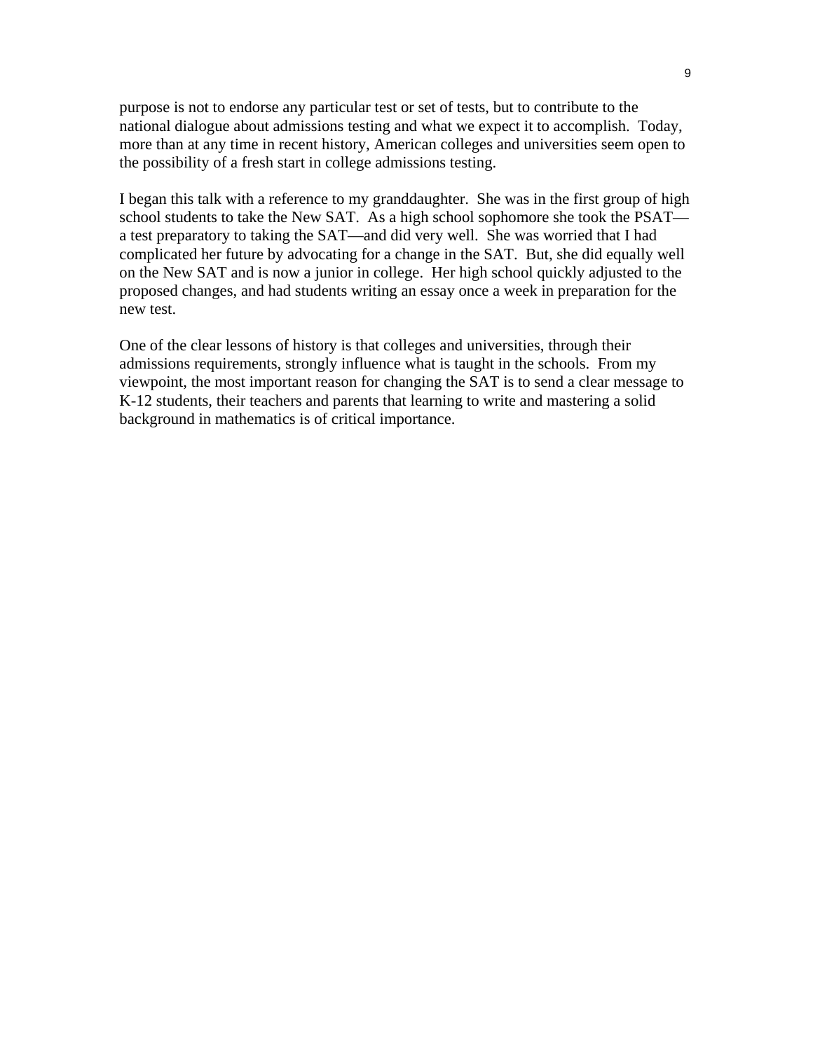purpose is not to endorse any particular test or set of tests, but to contribute to the national dialogue about admissions testing and what we expect it to accomplish. Today, more than at any time in recent history, American colleges and universities seem open to the possibility of a fresh start in college admissions testing.

I began this talk with a reference to my granddaughter. She was in the first group of high school students to take the New SAT. As a high school sophomore she took the PSAT—a test preparatory to taking the SAT—and did very well. She was worried that I had complicated her future by advocating for a change in the SAT. But, she did equally well on the New SAT and is now a junior in college. Her high school quickly adjusted to the proposed changes, and had students writing an essay once a week in preparation for the new test.

One of the clear lessons of history is that colleges and universities, through their admissions requirements, strongly influence what is taught in the schools. From my viewpoint, the most important reason for changing the SAT is to send a clear message to K-12 students, their teachers and parents that learning to write and mastering a solid background in mathematics is of critical importance.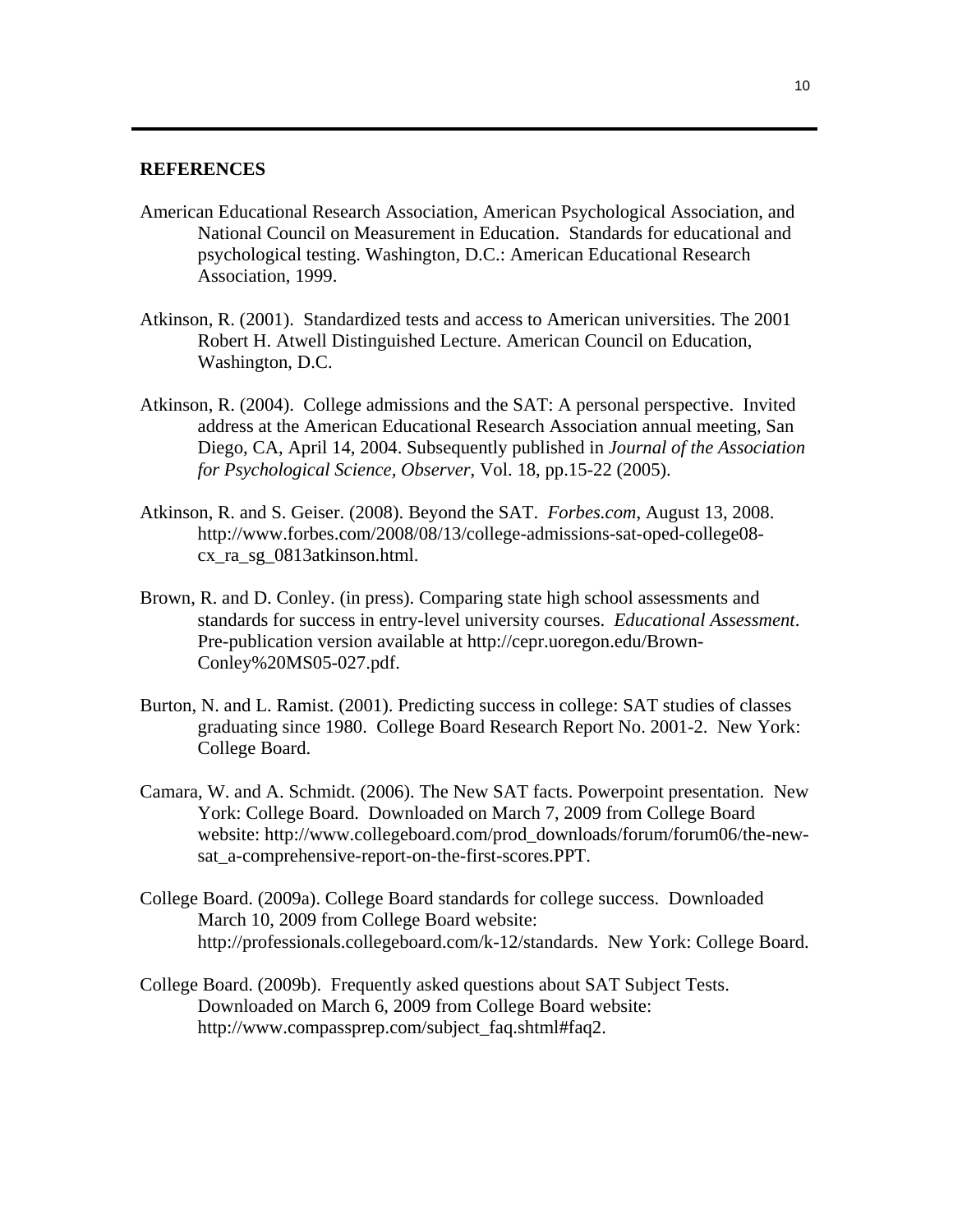## REFERENCES

American Educational Research Association, American Psychological Association, and National Council on Measurement in Education. Standards for educational and psychological testing. Washington, D.C.: American Educational Research Association, 1999.

Atkinson, R. (2001). Standardized tests and access to American universities. The 2001 Robert H. Atwell Distinguished Lecture. American Council on Education, Washington, D.C.

Atkinson, R. (2004). College admissions and the SAT: A personal perspective. Invited address at the American Educational Research Association annual meeting, San Diego, CA, April 14, 2004. Subsequently published in *Journal of the Association for Psychological Science, Observer*, Vol. 18, pp.15-22 (2005).

Atkinson, R. and S. Geiser. (2008). Beyond the SAT. *Forbes.com*, August 13, 2008. http://www.forbes.com/2008/08/13/college-admissions-sat-oped-college08-cx_ra_sg_0813atkinson.html.

Brown, R. and D. Conley. (in press). Comparing state high school assessments and standards for success in entry-level university courses. *Educational Assessment*. Pre-publication version available at http://cepr.uoregon.edu/Brown-Conley%20MS05-027.pdf.

Burton, N. and L. Ramist. (2001). Predicting success in college: SAT studies of classes graduating since 1980. College Board Research Report No. 2001-2. New York: College Board.

Camara, W. and A. Schmidt. (2006). The New SAT facts. Powerpoint presentation. New York: College Board. Downloaded on March 7, 2009 from College Board website: http://www.collegeboard.com/prod_downloads/forum/forum06/the-new-sat_a-comprehensive-report-on-the-first-scores.PPT.

College Board. (2009a). College Board standards for college success. Downloaded March 10, 2009 from College Board website: http://professionals.collegeboard.com/k-12/standards. New York: College Board.

College Board. (2009b). Frequently asked questions about SAT Subject Tests. Downloaded on March 6, 2009 from College Board website: http://www.compassprep.com/subject_faq.shtml#faq2.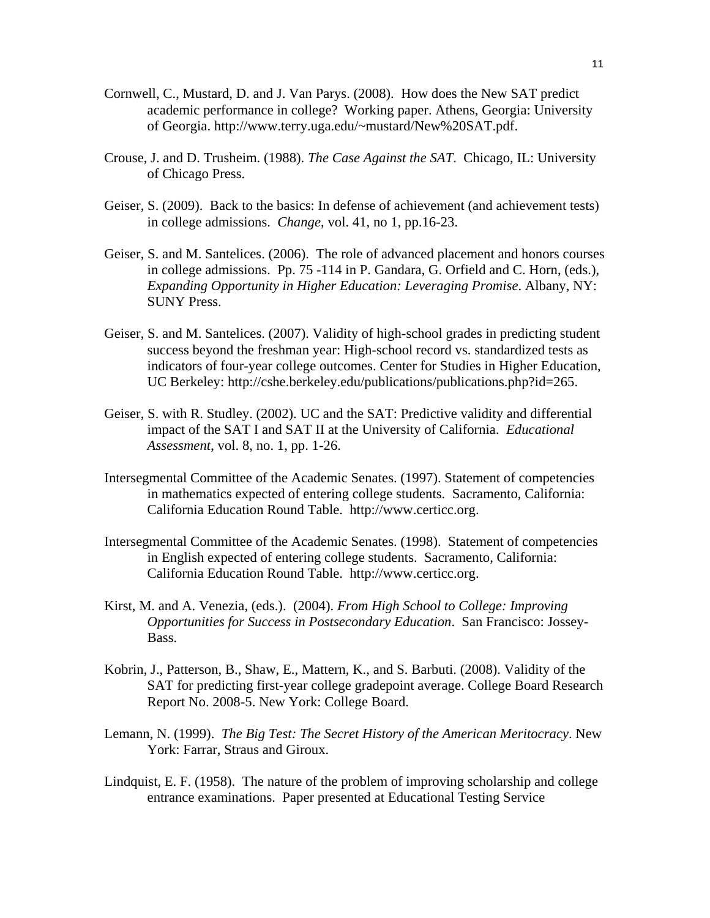Cornwell, C., Mustard, D. and J. Van Parys. (2008). How does the New SAT predict academic performance in college? Working paper. Athens, Georgia: University of Georgia. http://www.terry.uga.edu/~mustard/New%20SAT.pdf.

Crouse, J. and D. Trusheim. (1988). *The Case Against the SAT*. Chicago, IL: University of Chicago Press.

Geiser, S. (2009). Back to the basics: In defense of achievement (and achievement tests) in college admissions. *Change*, vol. 41, no 1, pp.16-23.

Geiser, S. and M. Santelices. (2006). The role of advanced placement and honors courses in college admissions. Pp. 75 -114 in P. Gandara, G. Orfield and C. Horn, (eds.), *Expanding Opportunity in Higher Education: Leveraging Promise*. Albany, NY: SUNY Press.

Geiser, S. and M. Santelices. (2007). Validity of high-school grades in predicting student success beyond the freshman year: High-school record vs. standardized tests as indicators of four-year college outcomes. Center for Studies in Higher Education, UC Berkeley: http://cshe.berkeley.edu/publications/publications.php?id=265.

Geiser, S. with R. Studley. (2002). UC and the SAT: Predictive validity and differential impact of the SAT I and SAT II at the University of California. *Educational Assessment*, vol. 8, no. 1, pp. 1-26.

Intersegmental Committee of the Academic Senates. (1997). Statement of competencies in mathematics expected of entering college students. Sacramento, California: California Education Round Table. http://www.certicc.org.

Intersegmental Committee of the Academic Senates. (1998). Statement of competencies in English expected of entering college students. Sacramento, California: California Education Round Table. http://www.certicc.org.

Kirst, M. and A. Venezia, (eds.). (2004). *From High School to College: Improving Opportunities for Success in Postsecondary Education*. San Francisco: Jossey-Bass.

Kobrin, J., Patterson, B., Shaw, E., Mattern, K., and S. Barbuti. (2008). Validity of the SAT for predicting first-year college gradepoint average. College Board Research Report No. 2008-5. New York: College Board.

Lemann, N. (1999). *The Big Test: The Secret History of the American Meritocracy*. New York: Farrar, Straus and Giroux.

Lindquist, E. F. (1958). The nature of the problem of improving scholarship and college entrance examinations. Paper presented at Educational Testing Service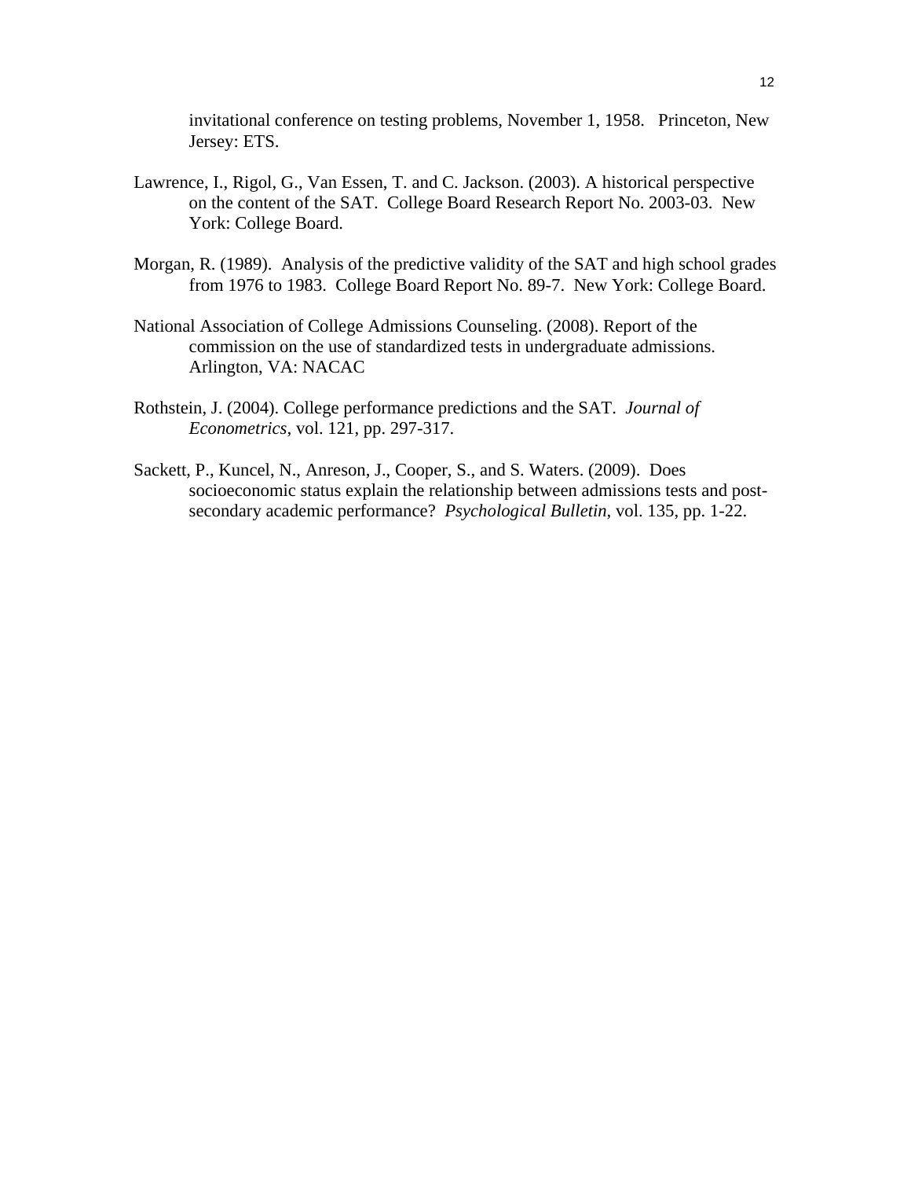invitational conference on testing problems, November 1, 1958. Princeton, New Jersey: ETS.

Lawrence, I., Rigol, G., Van Essen, T. and C. Jackson. (2003). A historical perspective on the content of the SAT. College Board Research Report No. 2003-03. New York: College Board.

Morgan, R. (1989). Analysis of the predictive validity of the SAT and high school grades from 1976 to 1983. College Board Report No. 89-7. New York: College Board.

National Association of College Admissions Counseling. (2008). Report of the commission on the use of standardized tests in undergraduate admissions. Arlington, VA: NACAC

Rothstein, J. (2004). College performance predictions and the SAT. *Journal of Econometrics*, vol. 121, pp. 297-317.

Sackett, P., Kuncel, N., Anreson, J., Cooper, S., and S. Waters. (2009). Does socioeconomic status explain the relationship between admissions tests and post-secondary academic performance? *Psychological Bulletin*, vol. 135, pp. 1-22.